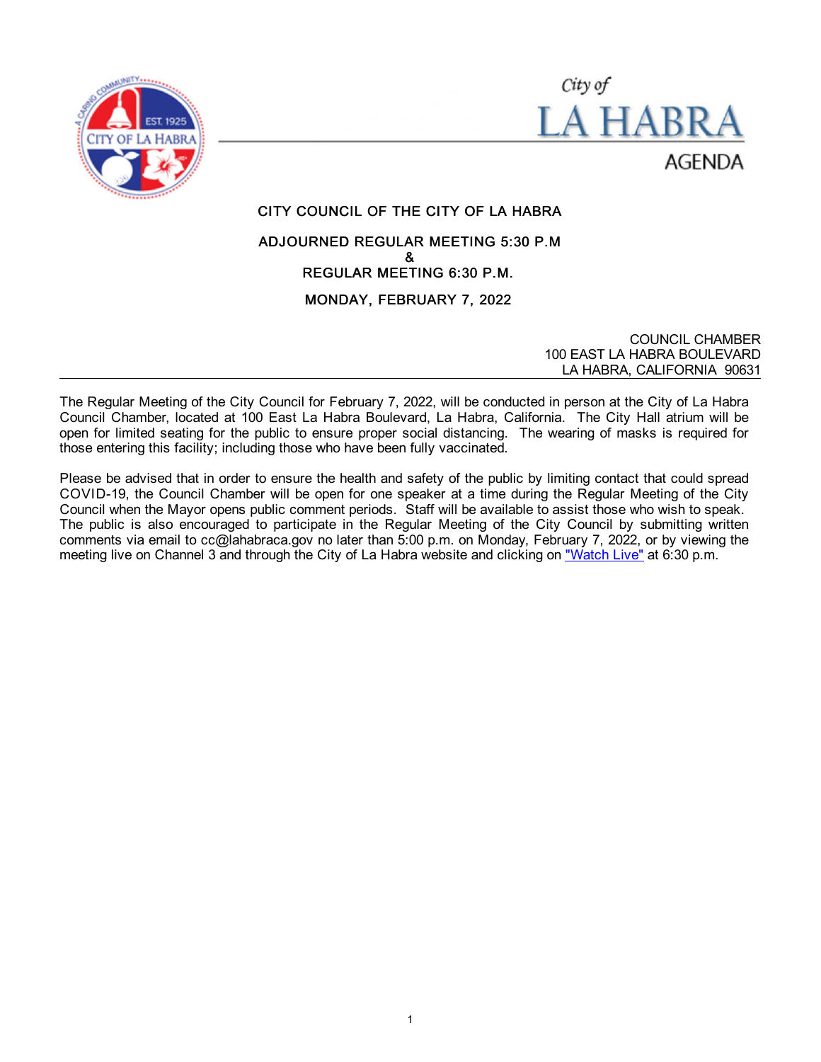City of
# LA HABRA
AGENDA

## CITY COUNCIL OF THE CITY OF LA HABRA

**ADJOURNED REGULAR MEETING 5:30 P.M**
**&**
**REGULAR MEETING 6:30 P.M.**

**MONDAY, FEBRUARY 7, 2022**

COUNCIL CHAMBER
100 EAST LA HABRA BOULEVARD
LA HABRA, CALIFORNIA 90631

---

The Regular Meeting of the City Council for February 7, 2022, will be conducted in person at the City of La Habra Council Chamber, located at 100 East La Habra Boulevard, La Habra, California. The City Hall atrium will be open for limited seating for the public to ensure proper social distancing. The wearing of masks is required for those entering this facility; including those who have been fully vaccinated.

Please be advised that in order to ensure the health and safety of the public by limiting contact that could spread COVID-19, the Council Chamber will be open for one speaker at a time during the Regular Meeting of the City Council when the Mayor opens public comment periods. Staff will be available to assist those who wish to speak. The public is also encouraged to participate in the Regular Meeting of the City Council by submitting written comments via email to cc@lahabraca.gov no later than 5:00 p.m. on Monday, February 7, 2022, or by viewing the meeting live on Channel 3 and through the City of La Habra website and clicking on "Watch Live" at 6:30 p.m.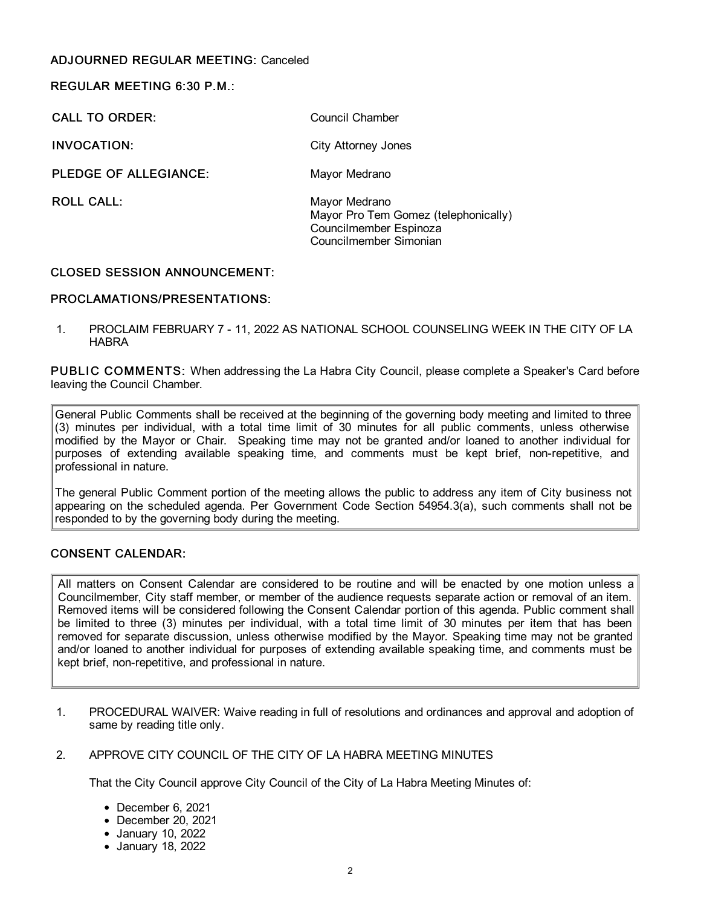**ADJOURNED REGULAR MEETING:** Canceled

**REGULAR MEETING 6:30 P.M.:**

**CALL TO ORDER:** Council Chamber

**INVOCATION:** City Attorney Jones

**PLEDGE OF ALLEGIANCE:** Mayor Medrano

**ROLL CALL:**
Mayor Medrano
Mayor Pro Tem Gomez (telephonically)
Councilmember Espinoza
Councilmember Simonian

**CLOSED SESSION ANNOUNCEMENT:**

**PROCLAMATIONS/PRESENTATIONS:**

1. PROCLAIM FEBRUARY 7 - 11, 2022 AS NATIONAL SCHOOL COUNSELING WEEK IN THE CITY OF LA HABRA

**PUBLIC COMMENTS:** When addressing the La Habra City Council, please complete a Speaker's Card before leaving the Council Chamber.

General Public Comments shall be received at the beginning of the governing body meeting and limited to three (3) minutes per individual, with a total time limit of 30 minutes for all public comments, unless otherwise modified by the Mayor or Chair. Speaking time may not be granted and/or loaned to another individual for purposes of extending available speaking time, and comments must be kept brief, non-repetitive, and professional in nature.

The general Public Comment portion of the meeting allows the public to address any item of City business not appearing on the scheduled agenda. Per Government Code Section 54954.3(a), such comments shall not be responded to by the governing body during the meeting.

**CONSENT CALENDAR:**

All matters on Consent Calendar are considered to be routine and will be enacted by one motion unless a Councilmember, City staff member, or member of the audience requests separate action or removal of an item. Removed items will be considered following the Consent Calendar portion of this agenda. Public comment shall be limited to three (3) minutes per individual, with a total time limit of 30 minutes per item that has been removed for separate discussion, unless otherwise modified by the Mayor. Speaking time may not be granted and/or loaned to another individual for purposes of extending available speaking time, and comments must be kept brief, non-repetitive, and professional in nature.

1. PROCEDURAL WAIVER: Waive reading in full of resolutions and ordinances and approval and adoption of same by reading title only.

2. APPROVE CITY COUNCIL OF THE CITY OF LA HABRA MEETING MINUTES

   That the City Council approve City Council of the City of La Habra Meeting Minutes of:

   - December 6, 2021
   - December 20, 2021
   - January 10, 2022
   - January 18, 2022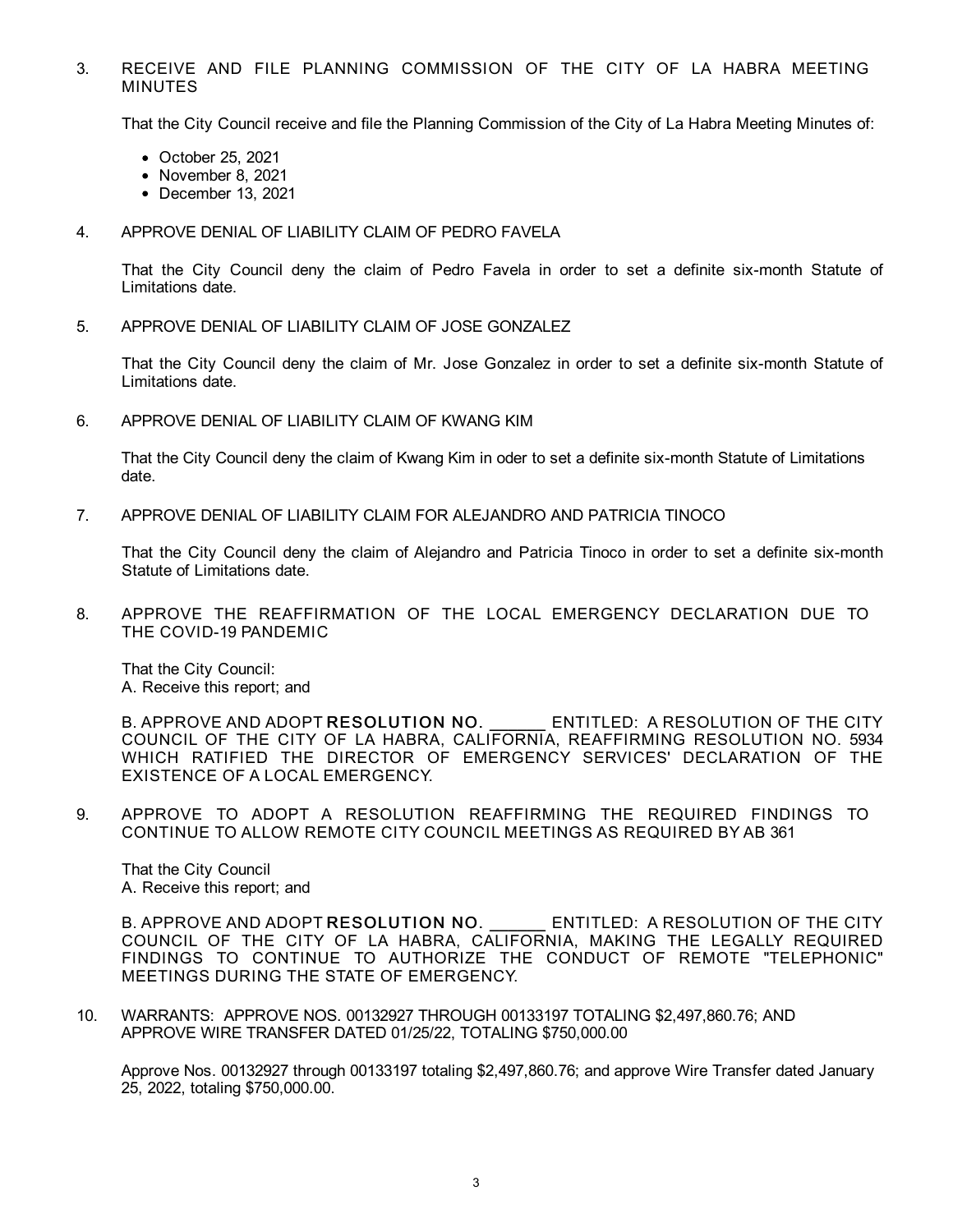3. RECEIVE AND FILE PLANNING COMMISSION OF THE CITY OF LA HABRA MEETING MINUTES

That the City Council receive and file the Planning Commission of the City of La Habra Meeting Minutes of:

- October 25, 2021
- November 8, 2021
- December 13, 2021

4. APPROVE DENIAL OF LIABILITY CLAIM OF PEDRO FAVELA

That the City Council deny the claim of Pedro Favela in order to set a definite six-month Statute of Limitations date.

5. APPROVE DENIAL OF LIABILITY CLAIM OF JOSE GONZALEZ

That the City Council deny the claim of Mr. Jose Gonzalez in order to set a definite six-month Statute of Limitations date.

6. APPROVE DENIAL OF LIABILITY CLAIM OF KWANG KIM

That the City Council deny the claim of Kwang Kim in oder to set a definite six-month Statute of Limitations date.

7. APPROVE DENIAL OF LIABILITY CLAIM FOR ALEJANDRO AND PATRICIA TINOCO

That the City Council deny the claim of Alejandro and Patricia Tinoco in order to set a definite six-month Statute of Limitations date.

8. APPROVE THE REAFFIRMATION OF THE LOCAL EMERGENCY DECLARATION DUE TO THE COVID-19 PANDEMIC

That the City Council:
A. Receive this report; and

B. APPROVE AND ADOPT **RESOLUTION NO. ______** ENTITLED: A RESOLUTION OF THE CITY COUNCIL OF THE CITY OF LA HABRA, CALIFORNIA, REAFFIRMING RESOLUTION NO. 5934 WHICH RATIFIED THE DIRECTOR OF EMERGENCY SERVICES' DECLARATION OF THE EXISTENCE OF A LOCAL EMERGENCY.

9. APPROVE TO ADOPT A RESOLUTION REAFFIRMING THE REQUIRED FINDINGS TO CONTINUE TO ALLOW REMOTE CITY COUNCIL MEETINGS AS REQUIRED BY AB 361

That the City Council
A. Receive this report; and

B. APPROVE AND ADOPT **RESOLUTION NO. ______** ENTITLED: A RESOLUTION OF THE CITY COUNCIL OF THE CITY OF LA HABRA, CALIFORNIA, MAKING THE LEGALLY REQUIRED FINDINGS TO CONTINUE TO AUTHORIZE THE CONDUCT OF REMOTE "TELEPHONIC" MEETINGS DURING THE STATE OF EMERGENCY.

10. WARRANTS: APPROVE NOS. 00132927 THROUGH 00133197 TOTALING $2,497,860.76; AND APPROVE WIRE TRANSFER DATED 01/25/22, TOTALING $750,000.00

Approve Nos. 00132927 through 00133197 totaling $2,497,860.76; and approve Wire Transfer dated January 25, 2022, totaling $750,000.00.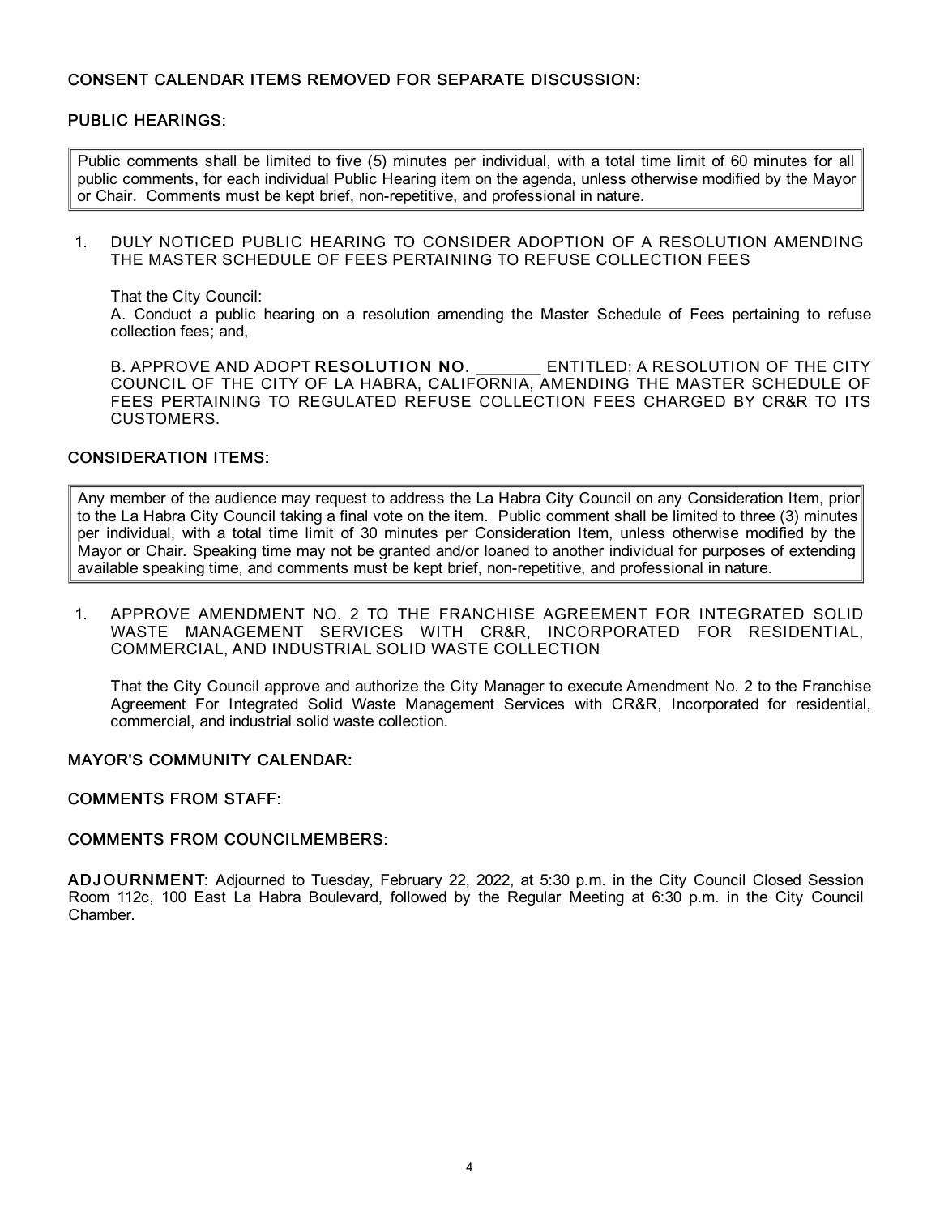## CONSENT CALENDAR ITEMS REMOVED FOR SEPARATE DISCUSSION:

## PUBLIC HEARINGS:

> Public comments shall be limited to five (5) minutes per individual, with a total time limit of 60 minutes for all public comments, for each individual Public Hearing item on the agenda, unless otherwise modified by the Mayor or Chair. Comments must be kept brief, non-repetitive, and professional in nature.

1. DULY NOTICED PUBLIC HEARING TO CONSIDER ADOPTION OF A RESOLUTION AMENDING THE MASTER SCHEDULE OF FEES PERTAINING TO REFUSE COLLECTION FEES

   That the City Council:
   A. Conduct a public hearing on a resolution amending the Master Schedule of Fees pertaining to refuse collection fees; and,

   B. APPROVE AND ADOPT **RESOLUTION NO. \_\_\_\_\_\_\_** ENTITLED: A RESOLUTION OF THE CITY COUNCIL OF THE CITY OF LA HABRA, CALIFORNIA, AMENDING THE MASTER SCHEDULE OF FEES PERTAINING TO REGULATED REFUSE COLLECTION FEES CHARGED BY CR&R TO ITS CUSTOMERS.

## CONSIDERATION ITEMS:

> Any member of the audience may request to address the La Habra City Council on any Consideration Item, prior to the La Habra City Council taking a final vote on the item. Public comment shall be limited to three (3) minutes per individual, with a total time limit of 30 minutes per Consideration Item, unless otherwise modified by the Mayor or Chair. Speaking time may not be granted and/or loaned to another individual for purposes of extending available speaking time, and comments must be kept brief, non-repetitive, and professional in nature.

1. APPROVE AMENDMENT NO. 2 TO THE FRANCHISE AGREEMENT FOR INTEGRATED SOLID WASTE MANAGEMENT SERVICES WITH CR&R, INCORPORATED FOR RESIDENTIAL, COMMERCIAL, AND INDUSTRIAL SOLID WASTE COLLECTION

   That the City Council approve and authorize the City Manager to execute Amendment No. 2 to the Franchise Agreement For Integrated Solid Waste Management Services with CR&R, Incorporated for residential, commercial, and industrial solid waste collection.

## MAYOR'S COMMUNITY CALENDAR:

## COMMENTS FROM STAFF:

## COMMENTS FROM COUNCILMEMBERS:

**ADJOURNMENT:** Adjourned to Tuesday, February 22, 2022, at 5:30 p.m. in the City Council Closed Session Room 112c, 100 East La Habra Boulevard, followed by the Regular Meeting at 6:30 p.m. in the City Council Chamber.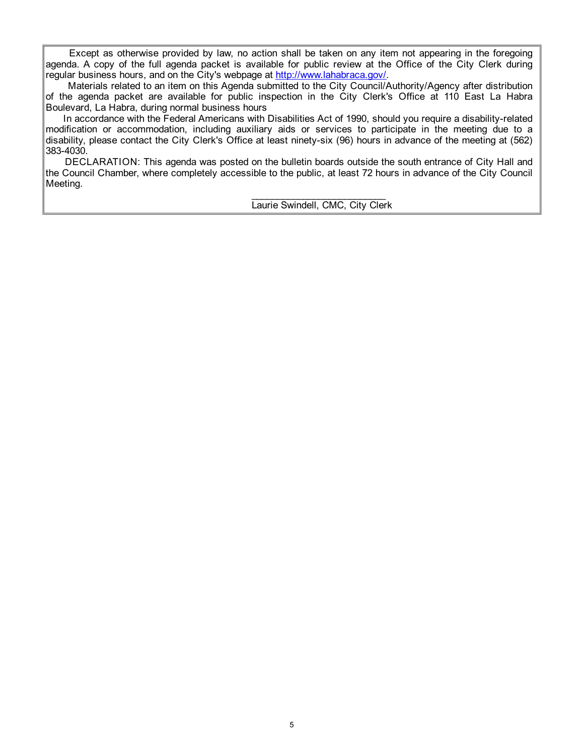Except as otherwise provided by law, no action shall be taken on any item not appearing in the foregoing agenda. A copy of the full agenda packet is available for public review at the Office of the City Clerk during regular business hours, and on the City's webpage at http://www.lahabraca.gov/.

Materials related to an item on this Agenda submitted to the City Council/Authority/Agency after distribution of the agenda packet are available for public inspection in the City Clerk's Office at 110 East La Habra Boulevard, La Habra, during normal business hours

In accordance with the Federal Americans with Disabilities Act of 1990, should you require a disability-related modification or accommodation, including auxiliary aids or services to participate in the meeting due to a disability, please contact the City Clerk's Office at least ninety-six (96) hours in advance of the meeting at (562) 383-4030.

DECLARATION: This agenda was posted on the bulletin boards outside the south entrance of City Hall and the Council Chamber, where completely accessible to the public, at least 72 hours in advance of the City Council Meeting.

\_\_\_\_\_\_\_\_\_\_\_\_\_\_\_\_\_\_\_\_\_\_\_\_\_\_

Laurie Swindell, CMC, City Clerk